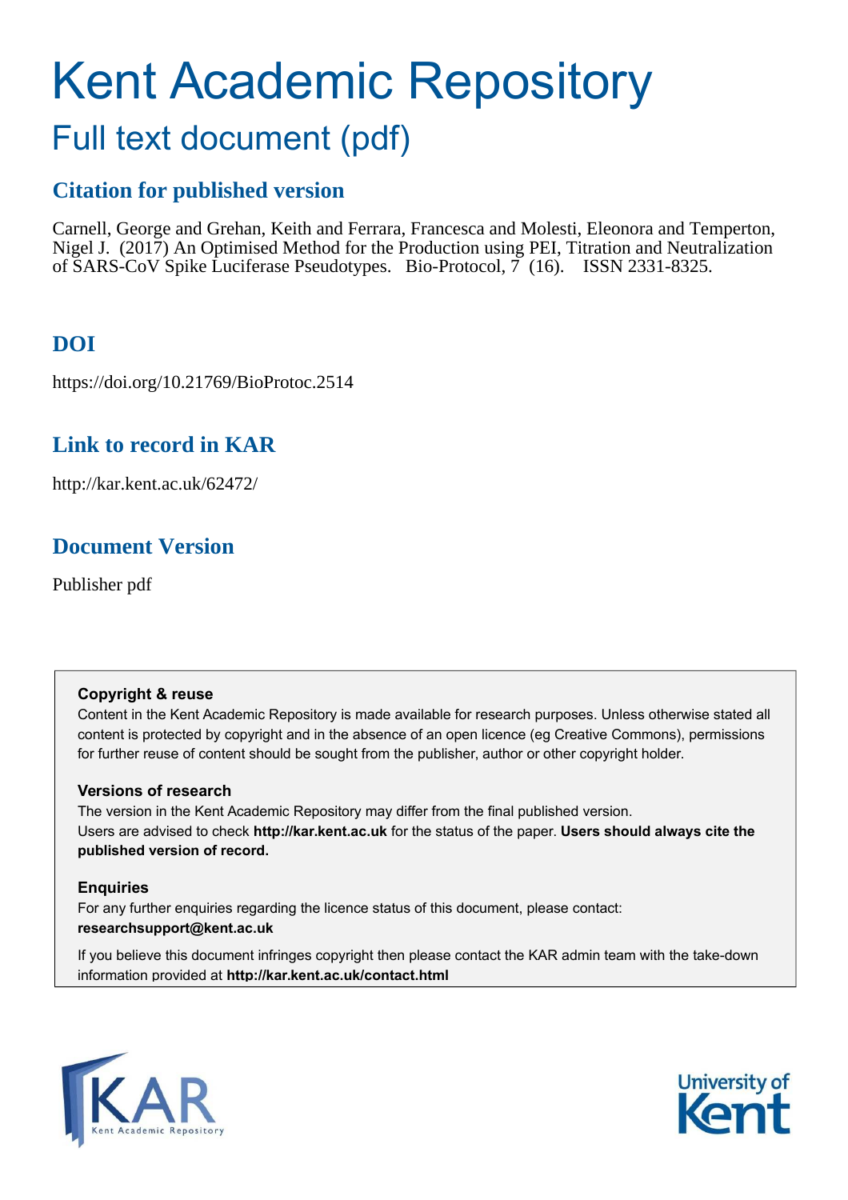# Kent Academic Repository

## Full text document (pdf)

### Citation for published version

Carnell, George and Grehan, Keith and Ferrara, Francesca and Molesti, Eleonora and Temperton, Nigel J. (2017) An Optimised Method for the Production using PEI, Titration and Neutralization of SARS-CoV Spike Luciferase Pseudotypes. Bio-Protocol, 7 (16). ISSN 2331-8325.

### DOI

https://doi.org/10.21769/BioProtoc.2514

### Link to record in KAR

http://kar.kent.ac.uk/62472/

### Document Version

Publisher pdf

**Copyright & reuse**

Content in the Kent Academic Repository is made available for research purposes. Unless otherwise stated all content is protected by copyright and in the absence of an open licence (eg Creative Commons), permissions for further reuse of content should be sought from the publisher, author or other copyright holder.

**Versions of research**

The version in the Kent Academic Repository may differ from the final published version. Users are advised to check **http://kar.kent.ac.uk** for the status of the paper. **Users should always cite the published version of record.**

**Enquiries**

For any further enquiries regarding the licence status of this document, please contact: **researchsupport@kent.ac.uk**

If you believe this document infringes copyright then please contact the KAR admin team with the take-down information provided at **http://kar.kent.ac.uk/contact.html**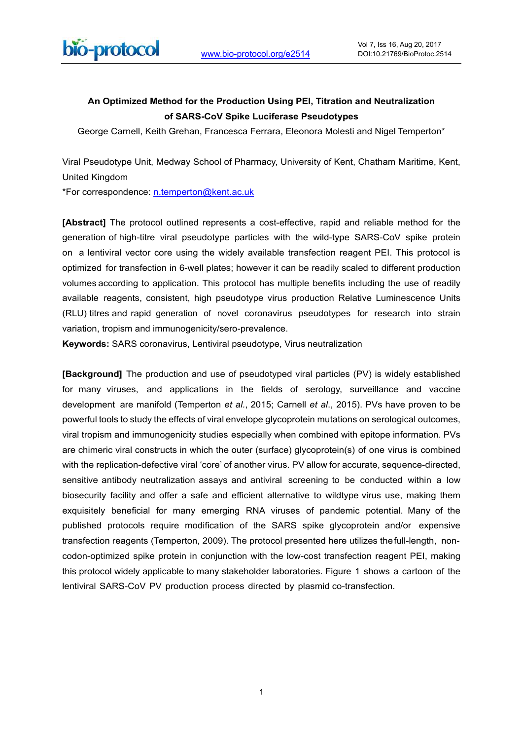# An Optimized Method for the Production Using PEI, Titration and Neutralization of SARS-CoV Spike Luciferase Pseudotypes

George Carnell, Keith Grehan, Francesca Ferrara, Eleonora Molesti and Nigel Temperton*

Viral Pseudotype Unit, Medway School of Pharmacy, University of Kent, Chatham Maritime, Kent, United Kingdom

*For correspondence: n.temperton@kent.ac.uk

**[Abstract]** The protocol outlined represents a cost-effective, rapid and reliable method for the generation of high-titre viral pseudotype particles with the wild-type SARS-CoV spike protein on a lentiviral vector core using the widely available transfection reagent PEI. This protocol is optimized for transfection in 6-well plates; however it can be readily scaled to different production volumes according to application. This protocol has multiple benefits including the use of readily available reagents, consistent, high pseudotype virus production Relative Luminescence Units (RLU) titres and rapid generation of novel coronavirus pseudotypes for research into strain variation, tropism and immunogenicity/sero-prevalence.

**Keywords:** SARS coronavirus, Lentiviral pseudotype, Virus neutralization

**[Background]** The production and use of pseudotyped viral particles (PV) is widely established for many viruses, and applications in the fields of serology, surveillance and vaccine development are manifold (Temperton *et al.*, 2015; Carnell *et al.*, 2015). PVs have proven to be powerful tools to study the effects of viral envelope glycoprotein mutations on serological outcomes, viral tropism and immunogenicity studies especially when combined with epitope information. PVs are chimeric viral constructs in which the outer (surface) glycoprotein(s) of one virus is combined with the replication-defective viral 'core' of another virus. PV allow for accurate, sequence-directed, sensitive antibody neutralization assays and antiviral screening to be conducted within a low biosecurity facility and offer a safe and efficient alternative to wildtype virus use, making them exquisitely beneficial for many emerging RNA viruses of pandemic potential. Many of the published protocols require modification of the SARS spike glycoprotein and/or expensive transfection reagents (Temperton, 2009). The protocol presented here utilizes the full-length, non-codon-optimized spike protein in conjunction with the low-cost transfection reagent PEI, making this protocol widely applicable to many stakeholder laboratories. Figure 1 shows a cartoon of the lentiviral SARS-CoV PV production process directed by plasmid co-transfection.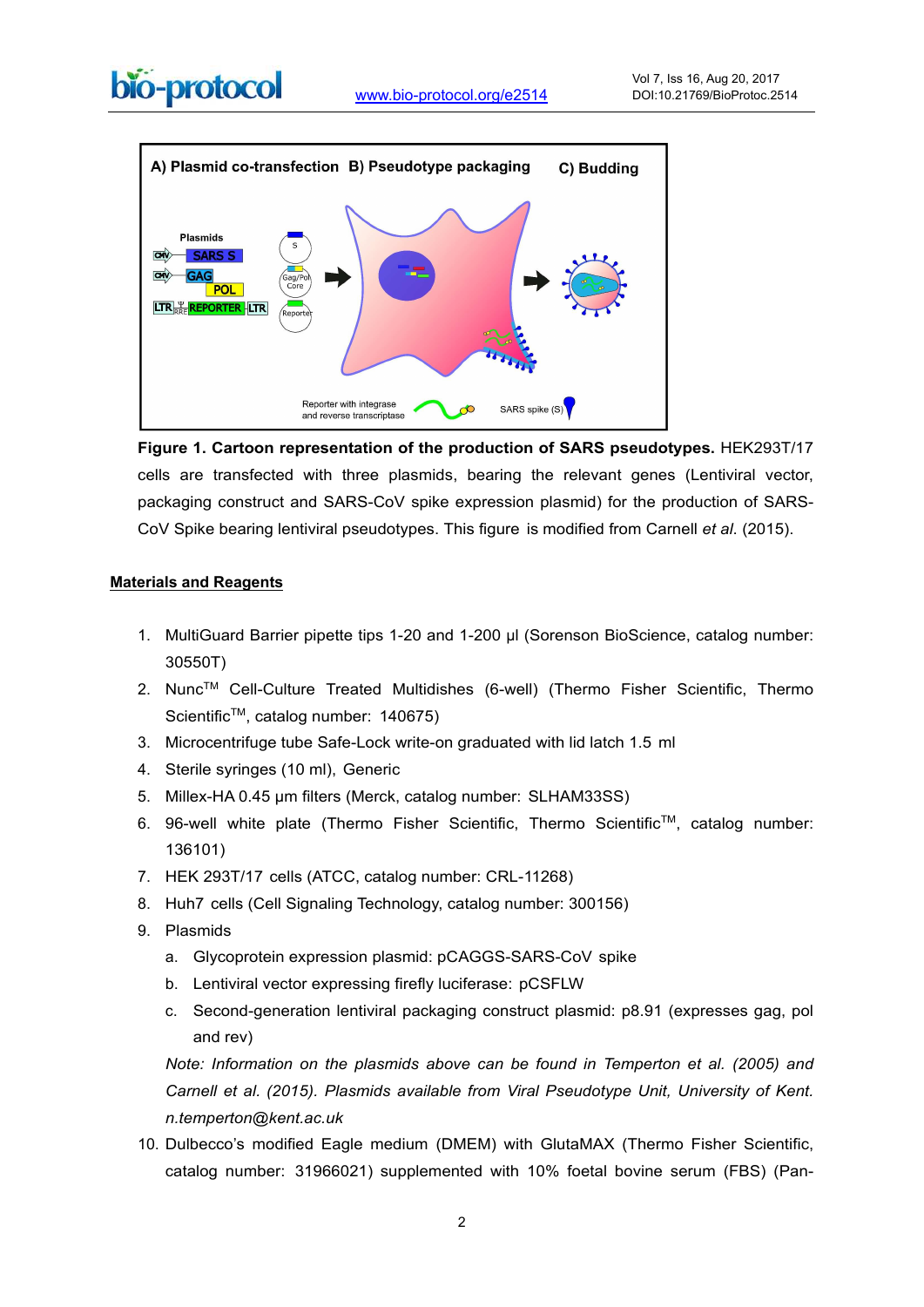A) Plasmid co-transfection B) Pseudotype packaging C) Budding

Plasmids

CMV SARS S

CMV GAG POL

LTR Ψ RRE REPORTER LTR

S

Gag/Pol Core

Reporter

Reporter with integrase and reverse transcriptase

SARS spike (S)

**Figure 1. Cartoon representation of the production of SARS pseudotypes.** HEK293T/17 cells are transfected with three plasmids, bearing the relevant genes (Lentiviral vector, packaging construct and SARS-CoV spike expression plasmid) for the production of SARS-CoV Spike bearing lentiviral pseudotypes. This figure is modified from Carnell *et al*. (2015).

## Materials and Reagents

1. MultiGuard Barrier pipette tips 1-20 and 1-200 µl (Sorenson BioScience, catalog number: 30550T)
2. Nunc™ Cell-Culture Treated Multidishes (6-well) (Thermo Fisher Scientific, Thermo Scientific™, catalog number: 140675)
3. Microcentrifuge tube Safe-Lock write-on graduated with lid latch 1.5 ml
4. Sterile syringes (10 ml), Generic
5. Millex-HA 0.45 µm filters (Merck, catalog number: SLHAM33SS)
6. 96-well white plate (Thermo Fisher Scientific, Thermo Scientific™, catalog number: 136101)
7. HEK 293T/17 cells (ATCC, catalog number: CRL-11268)
8. Huh7 cells (Cell Signaling Technology, catalog number: 300156)
9. Plasmids
   a. Glycoprotein expression plasmid: pCAGGS-SARS-CoV spike
   b. Lentiviral vector expressing firefly luciferase: pCSFLW
   c. Second-generation lentiviral packaging construct plasmid: p8.91 (expresses gag, pol and rev)

   *Note: Information on the plasmids above can be found in Temperton et al. (2005) and Carnell et al. (2015). Plasmids available from Viral Pseudotype Unit, University of Kent. n.temperton@kent.ac.uk*
10. Dulbecco's modified Eagle medium (DMEM) with GlutaMAX (Thermo Fisher Scientific, catalog number: 31966021) supplemented with 10% foetal bovine serum (FBS) (Pan-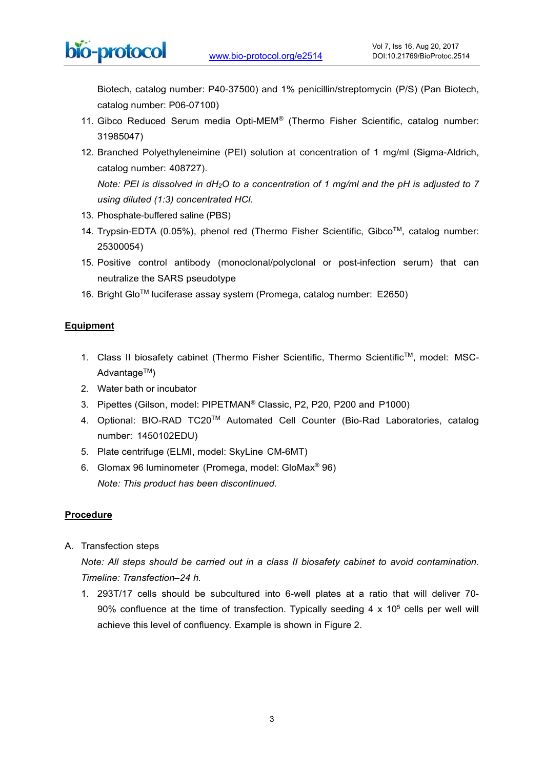Biotech, catalog number: P40-37500) and 1% penicillin/streptomycin (P/S) (Pan Biotech, catalog number: P06-07100)

11. Gibco Reduced Serum media Opti-MEM® (Thermo Fisher Scientific, catalog number: 31985047)
12. Branched Polyethyleneimine (PEI) solution at concentration of 1 mg/ml (Sigma-Aldrich, catalog number: 408727).
    *Note: PEI is dissolved in $dH_2O$ to a concentration of 1 mg/ml and the pH is adjusted to 7 using diluted (1:3) concentrated HCl.*
13. Phosphate-buffered saline (PBS)
14. Trypsin-EDTA (0.05%), phenol red (Thermo Fisher Scientific, Gibco™, catalog number: 25300054)
15. Positive control antibody (monoclonal/polyclonal or post-infection serum) that can neutralize the SARS pseudotype
16. Bright Glo™ luciferase assay system (Promega, catalog number: E2650)

## Equipment

1. Class II biosafety cabinet (Thermo Fisher Scientific, Thermo Scientific™, model: MSC-Advantage™)
2. Water bath or incubator
3. Pipettes (Gilson, model: PIPETMAN® Classic, P2, P20, P200 and P1000)
4. Optional: BIO-RAD TC20™ Automated Cell Counter (Bio-Rad Laboratories, catalog number: 1450102EDU)
5. Plate centrifuge (ELMI, model: SkyLine CM-6MT)
6. Glomax 96 luminometer (Promega, model: GloMax® 96)
   *Note: This product has been discontinued.*

## Procedure

A. Transfection steps

*Note: All steps should be carried out in a class II biosafety cabinet to avoid contamination.*
*Timeline: Transfection–24 h.*

1. 293T/17 cells should be subcultured into 6-well plates at a ratio that will deliver 70-90% confluence at the time of transfection. Typically seeding 4 x $10^5$ cells per well will achieve this level of confluency. Example is shown in Figure 2.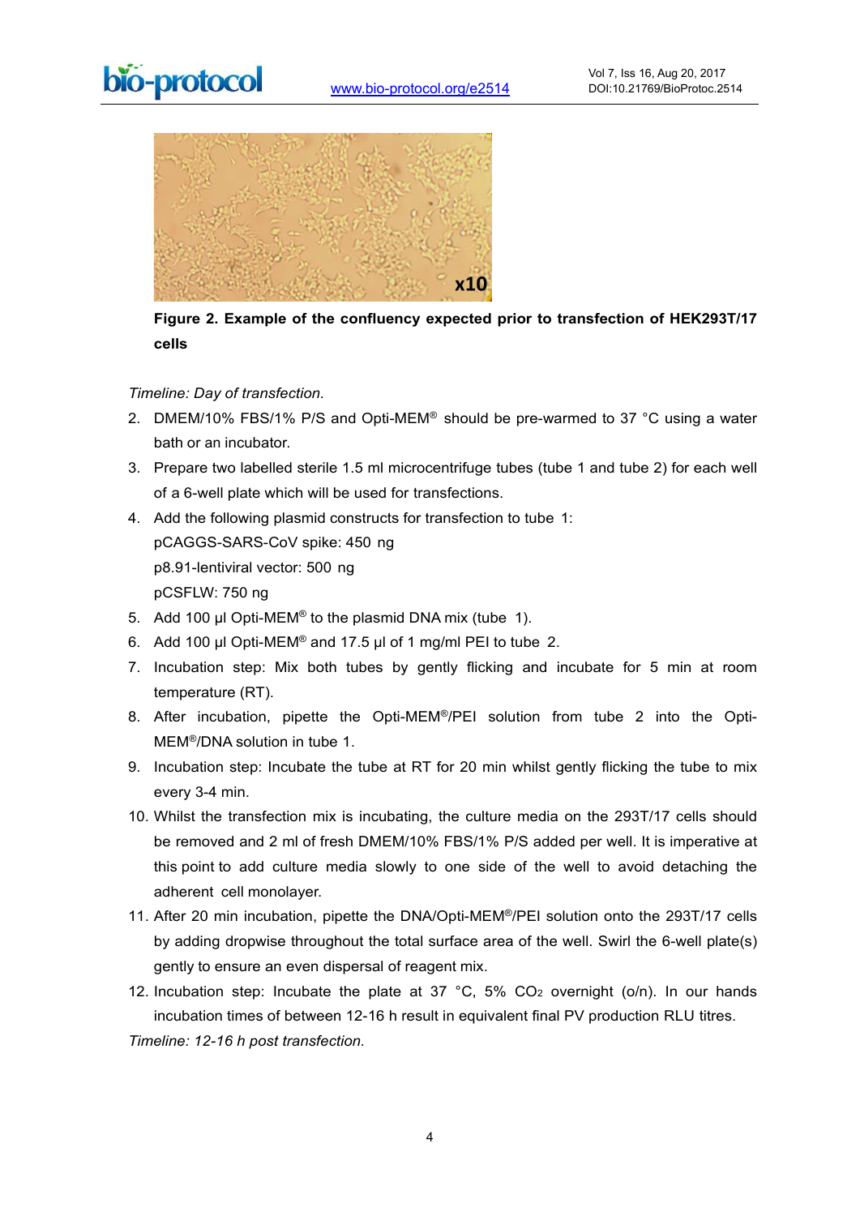**Figure 2. Example of the confluency expected prior to transfection of HEK293T/17 cells**

*Timeline: Day of transfection.*

2. DMEM/10% FBS/1% P/S and Opti-MEM® should be pre-warmed to 37 °C using a water bath or an incubator.
3. Prepare two labelled sterile 1.5 ml microcentrifuge tubes (tube 1 and tube 2) for each well of a 6-well plate which will be used for transfections.
4. Add the following plasmid constructs for transfection to tube 1:
   pCAGGS-SARS-CoV spike: 450 ng
   p8.91-lentiviral vector: 500 ng
   pCSFLW: 750 ng
5. Add 100 µl Opti-MEM® to the plasmid DNA mix (tube 1).
6. Add 100 µl Opti-MEM® and 17.5 µl of 1 mg/ml PEI to tube 2.
7. Incubation step: Mix both tubes by gently flicking and incubate for 5 min at room temperature (RT).
8. After incubation, pipette the Opti-MEM®/PEI solution from tube 2 into the Opti-MEM®/DNA solution in tube 1.
9. Incubation step: Incubate the tube at RT for 20 min whilst gently flicking the tube to mix every 3-4 min.
10. Whilst the transfection mix is incubating, the culture media on the 293T/17 cells should be removed and 2 ml of fresh DMEM/10% FBS/1% P/S added per well. It is imperative at this point to add culture media slowly to one side of the well to avoid detaching the adherent cell monolayer.
11. After 20 min incubation, pipette the DNA/Opti-MEM®/PEI solution onto the 293T/17 cells by adding dropwise throughout the total surface area of the well. Swirl the 6-well plate(s) gently to ensure an even dispersal of reagent mix.
12. Incubation step: Incubate the plate at 37 °C, 5% $CO_2$ overnight (o/n). In our hands incubation times of between 12-16 h result in equivalent final PV production RLU titres.

*Timeline: 12-16 h post transfection.*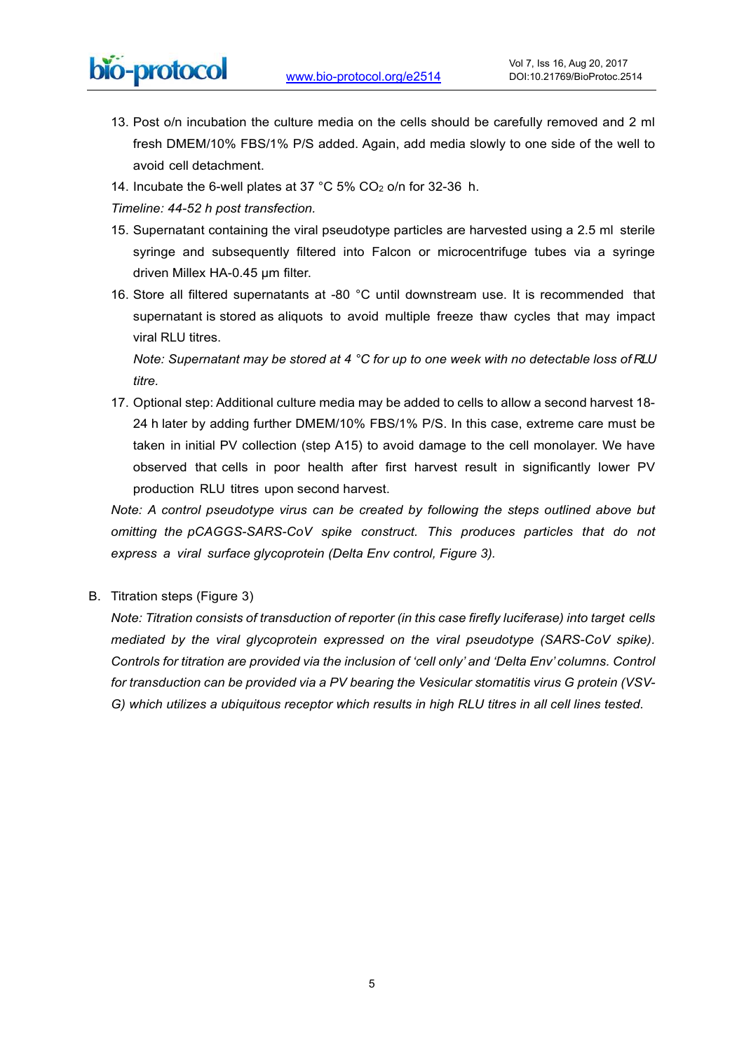13. Post o/n incubation the culture media on the cells should be carefully removed and 2 ml fresh DMEM/10% FBS/1% P/S added. Again, add media slowly to one side of the well to avoid cell detachment.
14. Incubate the 6-well plates at 37 °C 5% $CO_2$ o/n for 32-36 h.

*Timeline: 44-52 h post transfection.*

15. Supernatant containing the viral pseudotype particles are harvested using a 2.5 ml sterile syringe and subsequently filtered into Falcon or microcentrifuge tubes via a syringe driven Millex HA-0.45 µm filter.
16. Store all filtered supernatants at -80 °C until downstream use. It is recommended that supernatant is stored as aliquots to avoid multiple freeze thaw cycles that may impact viral RLU titres.

    *Note: Supernatant may be stored at 4 °C for up to one week with no detectable loss of RLU titre.*

17. Optional step: Additional culture media may be added to cells to allow a second harvest 18-24 h later by adding further DMEM/10% FBS/1% P/S. In this case, extreme care must be taken in initial PV collection (step A15) to avoid damage to the cell monolayer. We have observed that cells in poor health after first harvest result in significantly lower PV production RLU titres upon second harvest.

*Note: A control pseudotype virus can be created by following the steps outlined above but omitting the pCAGGS-SARS-CoV spike construct. This produces particles that do not express a viral surface glycoprotein (Delta Env control, Figure 3).*

B. Titration steps (Figure 3)

*Note: Titration consists of transduction of reporter (in this case firefly luciferase) into target cells mediated by the viral glycoprotein expressed on the viral pseudotype (SARS-CoV spike). Controls for titration are provided via the inclusion of 'cell only' and 'Delta Env' columns. Control for transduction can be provided via a PV bearing the Vesicular stomatitis virus G protein (VSV-G) which utilizes a ubiquitous receptor which results in high RLU titres in all cell lines tested.*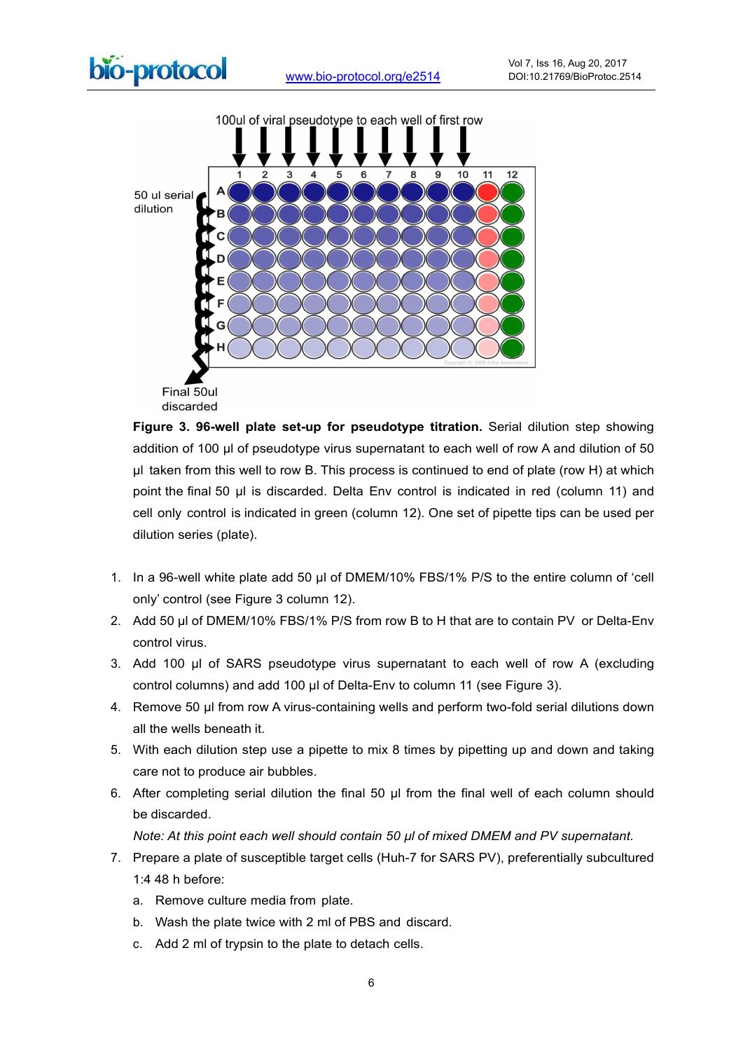100ul of viral pseudotype to each well of first row

1 2 3 4 5 6 7 8 9 10 11 12

A B C D E F G H

50 ul serial dilution

Final 50ul discarded

**Figure 3. 96-well plate set-up for pseudotype titration.** Serial dilution step showing addition of 100 µl of pseudotype virus supernatant to each well of row A and dilution of 50 µl taken from this well to row B. This process is continued to end of plate (row H) at which point the final 50 µl is discarded. Delta Env control is indicated in red (column 11) and cell only control is indicated in green (column 12). One set of pipette tips can be used per dilution series (plate).

1. In a 96-well white plate add 50 µl of DMEM/10% FBS/1% P/S to the entire column of 'cell only' control (see Figure 3 column 12).
2. Add 50 µl of DMEM/10% FBS/1% P/S from row B to H that are to contain PV or Delta-Env control virus.
3. Add 100 µl of SARS pseudotype virus supernatant to each well of row A (excluding control columns) and add 100 µl of Delta-Env to column 11 (see Figure 3).
4. Remove 50 µl from row A virus-containing wells and perform two-fold serial dilutions down all the wells beneath it.
5. With each dilution step use a pipette to mix 8 times by pipetting up and down and taking care not to produce air bubbles.
6. After completing serial dilution the final 50 µl from the final well of each column should be discarded.

   *Note: At this point each well should contain 50 µl of mixed DMEM and PV supernatant.*
7. Prepare a plate of susceptible target cells (Huh-7 for SARS PV), preferentially subcultured 1:4 48 h before:
   a. Remove culture media from plate.
   b. Wash the plate twice with 2 ml of PBS and discard.
   c. Add 2 ml of trypsin to the plate to detach cells.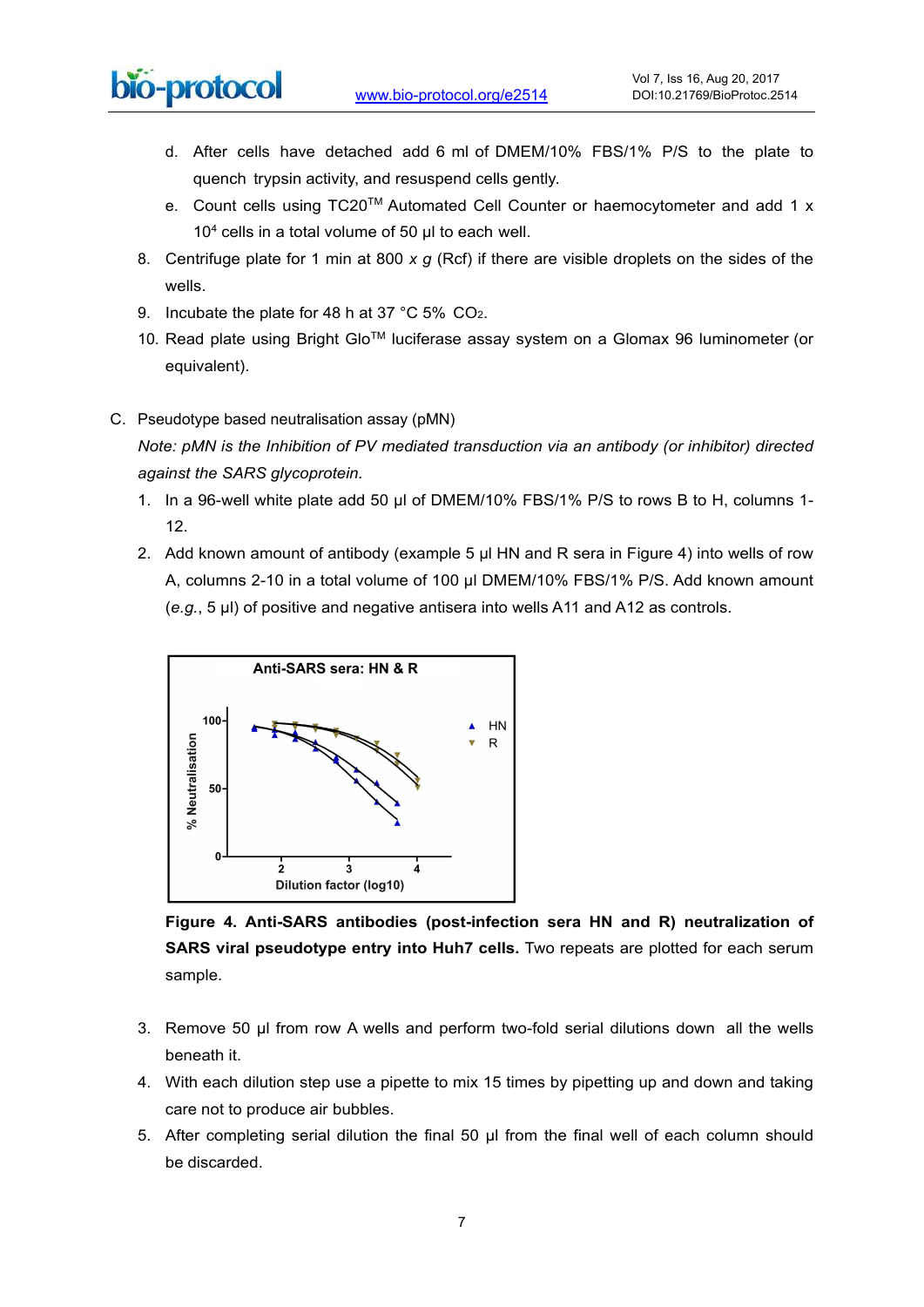d. After cells have detached add 6 ml of DMEM/10% FBS/1% P/S to the plate to quench trypsin activity, and resuspend cells gently.

e. Count cells using TC20™ Automated Cell Counter or haemocytometer and add 1 x $10^4$ cells in a total volume of 50 µl to each well.

8. Centrifuge plate for 1 min at 800 *x g* (Rcf) if there are visible droplets on the sides of the wells.
9. Incubate the plate for 48 h at 37 °C 5% $CO_2$.
10. Read plate using Bright Glo™ luciferase assay system on a Glomax 96 luminometer (or equivalent).

C. Pseudotype based neutralisation assay (pMN)

*Note: pMN is the Inhibition of PV mediated transduction via an antibody (or inhibitor) directed against the SARS glycoprotein.*

1. In a 96-well white plate add 50 µl of DMEM/10% FBS/1% P/S to rows B to H, columns 1-12.
2. Add known amount of antibody (example 5 µl HN and R sera in Figure 4) into wells of row A, columns 2-10 in a total volume of 100 µl DMEM/10% FBS/1% P/S. Add known amount (*e.g.*, 5 µl) of positive and negative antisera into wells A11 and A12 as controls.

Anti-SARS sera: HN & R

% Neutralisation

100

50

0

2

3

4

Dilution factor (log10)

HN

R

**Figure 4. Anti-SARS antibodies (post-infection sera HN and R) neutralization of SARS viral pseudotype entry into Huh7 cells.** Two repeats are plotted for each serum sample.

3. Remove 50 µl from row A wells and perform two-fold serial dilutions down all the wells beneath it.
4. With each dilution step use a pipette to mix 15 times by pipetting up and down and taking care not to produce air bubbles.
5. After completing serial dilution the final 50 µl from the final well of each column should be discarded.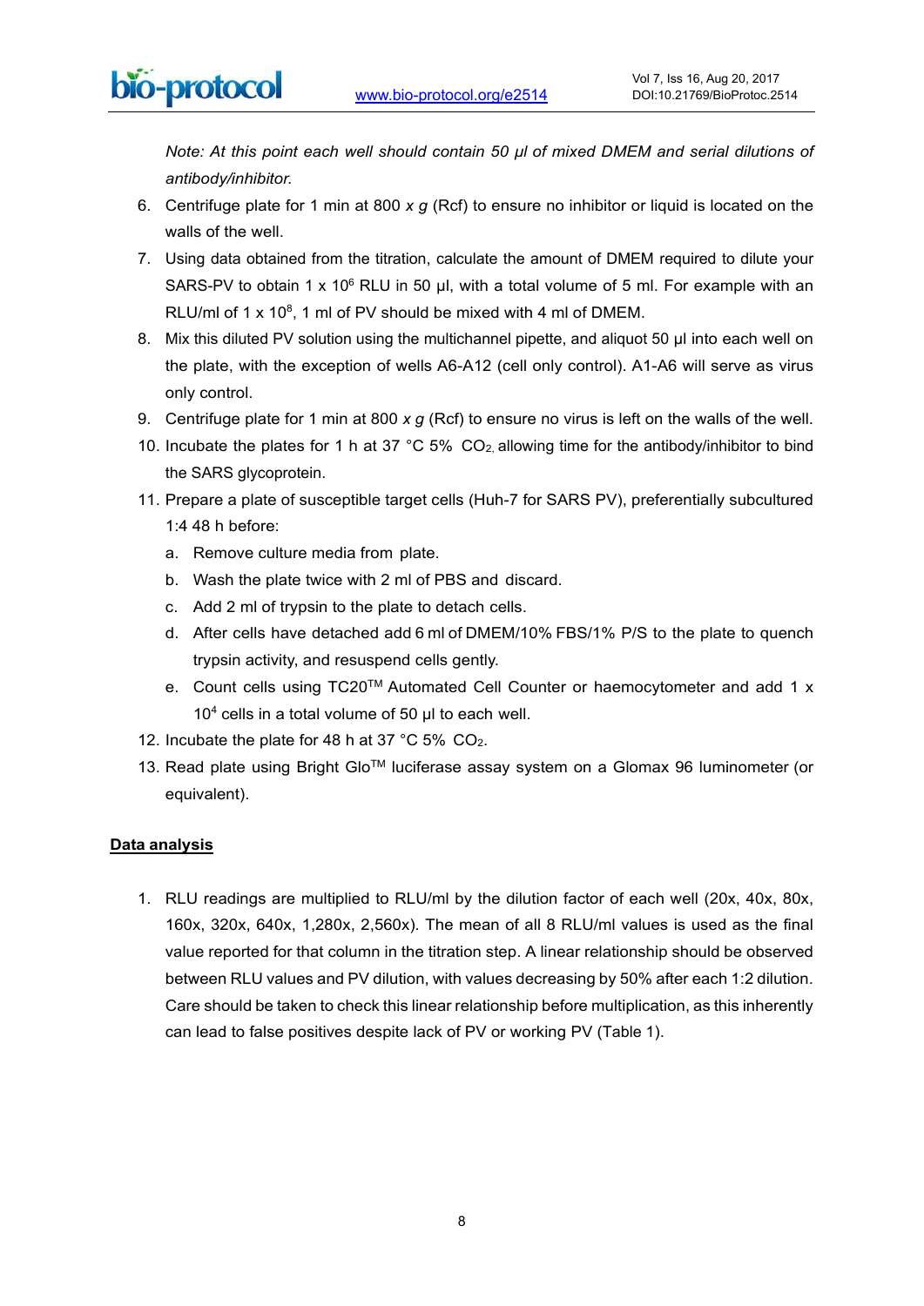*Note: At this point each well should contain 50 µl of mixed DMEM and serial dilutions of antibody/inhibitor.*

6. Centrifuge plate for 1 min at 800 *x g* (Rcf) to ensure no inhibitor or liquid is located on the walls of the well.
7. Using data obtained from the titration, calculate the amount of DMEM required to dilute your SARS-PV to obtain 1 x $10^6$ RLU in 50 µl, with a total volume of 5 ml. For example with an RLU/ml of 1 x $10^8$, 1 ml of PV should be mixed with 4 ml of DMEM.
8. Mix this diluted PV solution using the multichannel pipette, and aliquot 50 µl into each well on the plate, with the exception of wells A6-A12 (cell only control). A1-A6 will serve as virus only control.
9. Centrifuge plate for 1 min at 800 *x g* (Rcf) to ensure no virus is left on the walls of the well.
10. Incubate the plates for 1 h at 37 °C 5% $CO_2$, allowing time for the antibody/inhibitor to bind the SARS glycoprotein.
11. Prepare a plate of susceptible target cells (Huh-7 for SARS PV), preferentially subcultured 1:4 48 h before:
    a. Remove culture media from plate.
    b. Wash the plate twice with 2 ml of PBS and discard.
    c. Add 2 ml of trypsin to the plate to detach cells.
    d. After cells have detached add 6 ml of DMEM/10% FBS/1% P/S to the plate to quench trypsin activity, and resuspend cells gently.
    e. Count cells using TC20™ Automated Cell Counter or haemocytometer and add 1 x $10^4$ cells in a total volume of 50 µl to each well.
12. Incubate the plate for 48 h at 37 °C 5% $CO_2$.
13. Read plate using Bright Glo™ luciferase assay system on a Glomax 96 luminometer (or equivalent).

**Data analysis**

1. RLU readings are multiplied to RLU/ml by the dilution factor of each well (20x, 40x, 80x, 160x, 320x, 640x, 1,280x, 2,560x). The mean of all 8 RLU/ml values is used as the final value reported for that column in the titration step. A linear relationship should be observed between RLU values and PV dilution, with values decreasing by 50% after each 1:2 dilution. Care should be taken to check this linear relationship before multiplication, as this inherently can lead to false positives despite lack of PV or working PV (Table 1).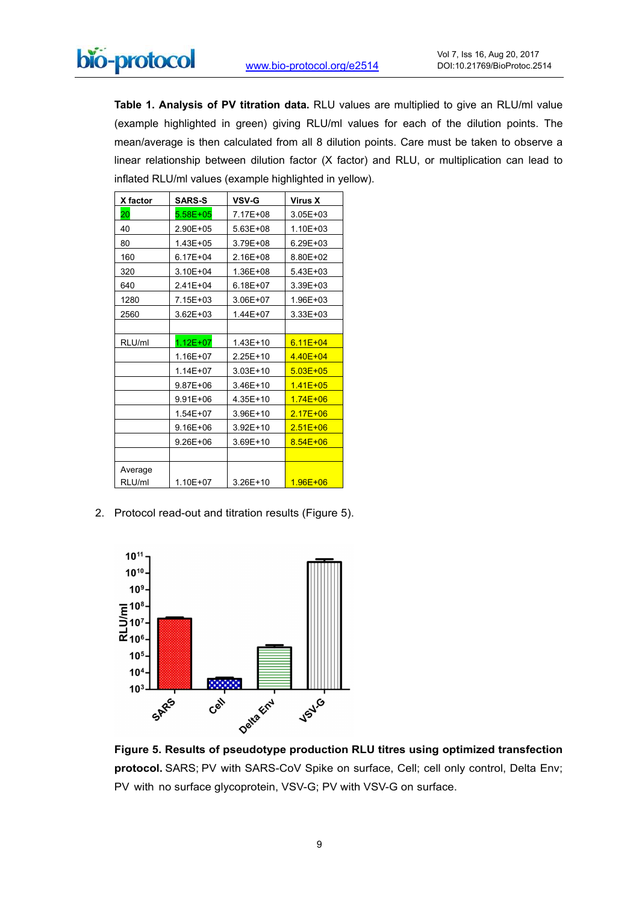**Table 1. Analysis of PV titration data.** RLU values are multiplied to give an RLU/ml value (example highlighted in green) giving RLU/ml values for each of the dilution points. The mean/average is then calculated from all 8 dilution points. Care must be taken to observe a linear relationship between dilution factor (X factor) and RLU, or multiplication can lead to inflated RLU/ml values (example highlighted in yellow).

| X factor | SARS-S | VSV-G | Virus X |
|---|---|---|---|
| 20 | 5.58E+05 | 7.17E+08 | 3.05E+03 |
| 40 | 2.90E+05 | 5.63E+08 | 1.10E+03 |
| 80 | 1.43E+05 | 3.79E+08 | 6.29E+03 |
| 160 | 6.17E+04 | 2.16E+08 | 8.80E+02 |
| 320 | 3.10E+04 | 1.36E+08 | 5.43E+03 |
| 640 | 2.41E+04 | 6.18E+07 | 3.39E+03 |
| 1280 | 7.15E+03 | 3.06E+07 | 1.96E+03 |
| 2560 | 3.62E+03 | 1.44E+07 | 3.33E+03 |
| | | | |
| RLU/ml | 1.12E+07 | 1.43E+10 | 6.11E+04 |
| | 1.16E+07 | 2.25E+10 | 4.40E+04 |
| | 1.14E+07 | 3.03E+10 | 5.03E+05 |
| | 9.87E+06 | 3.46E+10 | 1.41E+05 |
| | 9.91E+06 | 4.35E+10 | 1.74E+06 |
| | 1.54E+07 | 3.96E+10 | 2.17E+06 |
| | 9.16E+06 | 3.92E+10 | 2.51E+06 |
| | 9.26E+06 | 3.69E+10 | 8.54E+06 |
| | | | |
| Average RLU/ml | 1.10E+07 | 3.26E+10 | 1.96E+06 |

2. Protocol read-out and titration results (Figure 5).

RLU/ml

$10^{11}$
$10^{10}$
$10^{9}$
$10^{8}$
$10^{7}$
$10^{6}$
$10^{5}$
$10^{4}$
$10^{3}$

SARS
Cell
Delta Env
VSV-G

**Figure 5. Results of pseudotype production RLU titres using optimized transfection protocol.** SARS; PV with SARS-CoV Spike on surface, Cell; cell only control, Delta Env; PV with no surface glycoprotein, VSV-G; PV with VSV-G on surface.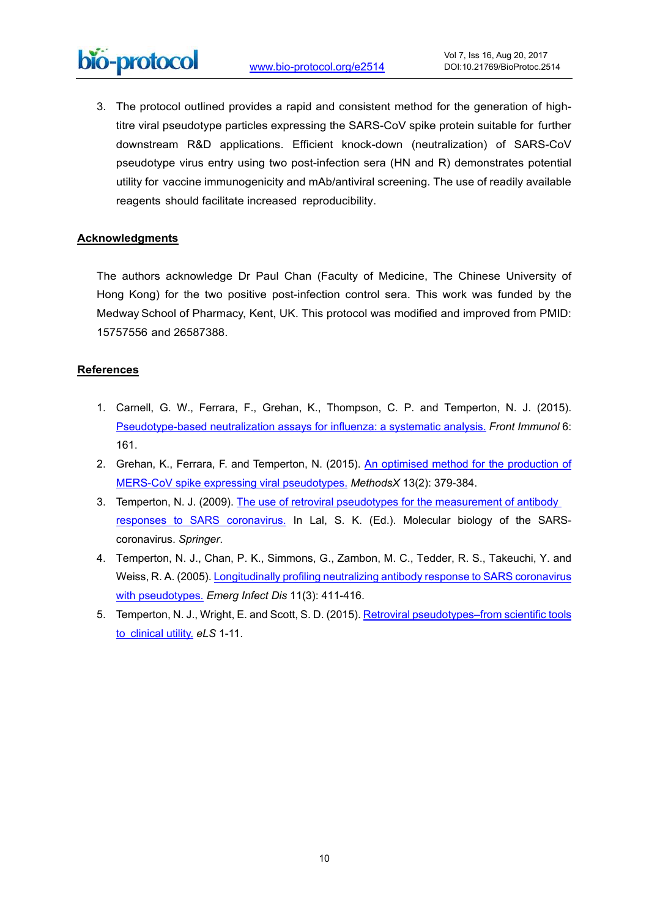3. The protocol outlined provides a rapid and consistent method for the generation of high-titre viral pseudotype particles expressing the SARS-CoV spike protein suitable for further downstream R&D applications. Efficient knock-down (neutralization) of SARS-CoV pseudotype virus entry using two post-infection sera (HN and R) demonstrates potential utility for vaccine immunogenicity and mAb/antiviral screening. The use of readily available reagents should facilitate increased reproducibility.

## Acknowledgments

The authors acknowledge Dr Paul Chan (Faculty of Medicine, The Chinese University of Hong Kong) for the two positive post-infection control sera. This work was funded by the Medway School of Pharmacy, Kent, UK. This protocol was modified and improved from PMID: 15757556 and 26587388.

## References

1. Carnell, G. W., Ferrara, F., Grehan, K., Thompson, C. P. and Temperton, N. J. (2015). Pseudotype-based neutralization assays for influenza: a systematic analysis. *Front Immunol* 6: 161.
2. Grehan, K., Ferrara, F. and Temperton, N. (2015). An optimised method for the production of MERS-CoV spike expressing viral pseudotypes. *MethodsX* 13(2): 379-384.
3. Temperton, N. J. (2009). The use of retroviral pseudotypes for the measurement of antibody responses to SARS coronavirus. In Lal, S. K. (Ed.). Molecular biology of the SARS-coronavirus. *Springer*.
4. Temperton, N. J., Chan, P. K., Simmons, G., Zambon, M. C., Tedder, R. S., Takeuchi, Y. and Weiss, R. A. (2005). Longitudinally profiling neutralizing antibody response to SARS coronavirus with pseudotypes. *Emerg Infect Dis* 11(3): 411-416.
5. Temperton, N. J., Wright, E. and Scott, S. D. (2015). Retroviral pseudotypes–from scientific tools to clinical utility. *eLS* 1-11.